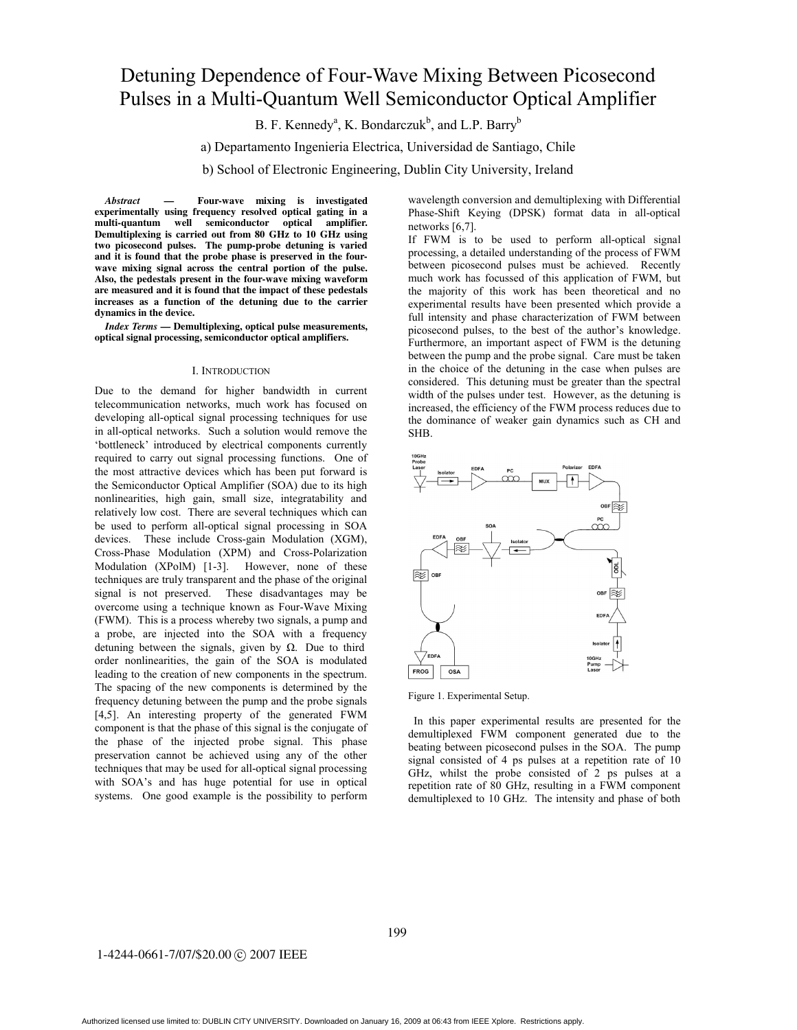# Detuning Dependence of Four-Wave Mixing Between Picosecond Pulses in a Multi-Quantum Well Semiconductor Optical Amplifier

B. F. Kennedy[a], K. Bondarczuk[b], and L.P. Barry[b]

a) Departamento Ingenieria Electrica, Universidad de Santiago, Chile

b) School of Electronic Engineering, Dublin City University, Ireland

***Abstract*** **— Four-wave mixing is investigated experimentally using frequency resolved optical gating in a multi-quantum well semiconductor optical amplifier. Demultiplexing is carried out from 80 GHz to 10 GHz using two picosecond pulses. The pump-probe detuning is varied and it is found that the probe phase is preserved in the four-wave mixing signal across the central portion of the pulse. Also, the pedestals present in the four-wave mixing waveform are measured and it is found that the impact of these pedestals increases as a function of the detuning due to the carrier dynamics in the device.**

***Index Terms*** **— Demultiplexing, optical pulse measurements, optical signal processing, semiconductor optical amplifiers.**

## I. Introduction

Due to the demand for higher bandwidth in current telecommunication networks, much work has focused on developing all-optical signal processing techniques for use in all-optical networks. Such a solution would remove the 'bottleneck' introduced by electrical components currently required to carry out signal processing functions. One of the most attractive devices which has been put forward is the Semiconductor Optical Amplifier (SOA) due to its high nonlinearities, high gain, small size, integratability and relatively low cost. There are several techniques which can be used to perform all-optical signal processing in SOA devices. These include Cross-gain Modulation (XGM), Cross-Phase Modulation (XPM) and Cross-Polarization Modulation (XPolM) [1-3]. However, none of these techniques are truly transparent and the phase of the original signal is not preserved. These disadvantages may be overcome using a technique known as Four-Wave Mixing (FWM). This is a process whereby two signals, a pump and a probe, are injected into the SOA with a frequency detuning between the signals, given by $\Omega$. Due to third order nonlinearities, the gain of the SOA is modulated leading to the creation of new components in the spectrum. The spacing of the new components is determined by the frequency detuning between the pump and the probe signals [4,5]. An interesting property of the generated FWM component is that the phase of this signal is the conjugate of the phase of the injected probe signal. This phase preservation cannot be achieved using any of the other techniques that may be used for all-optical signal processing with SOA's and has huge potential for use in optical systems. One good example is the possibility to perform wavelength conversion and demultiplexing with Differential Phase-Shift Keying (DPSK) format data in all-optical networks [6,7].

If FWM is to be used to perform all-optical signal processing, a detailed understanding of the process of FWM between picosecond pulses must be achieved. Recently much work has focussed of this application of FWM, but the majority of this work has been theoretical and no experimental results have been presented which provide a full intensity and phase characterization of FWM between picosecond pulses, to the best of the author's knowledge. Furthermore, an important aspect of FWM is the detuning between the pump and the probe signal. Care must be taken in the choice of the detuning in the case when pulses are considered. This detuning must be greater than the spectral width of the pulses under test. However, as the detuning is increased, the efficiency of the FWM process reduces due to the dominance of weaker gain dynamics such as CH and SHB.

10GHz Probe Laser
Isolator
EDFA
PC
MUX
Polarizer
EDFA
OBF
PC
SOA
Isolator
EDFA
OBF
OBF
ODL
OBF
EDFA
Isolator
10GHz Pump Laser
EDFA
FROG
OSA

Figure 1. Experimental Setup.

In this paper experimental results are presented for the demultiplexed FWM component generated due to the beating between picosecond pulses in the SOA. The pump signal consisted of 4 ps pulses at a repetition rate of 10 GHz, whilst the probe consisted of 2 ps pulses at a repetition rate of 80 GHz, resulting in a FWM component demultiplexed to 10 GHz. The intensity and phase of both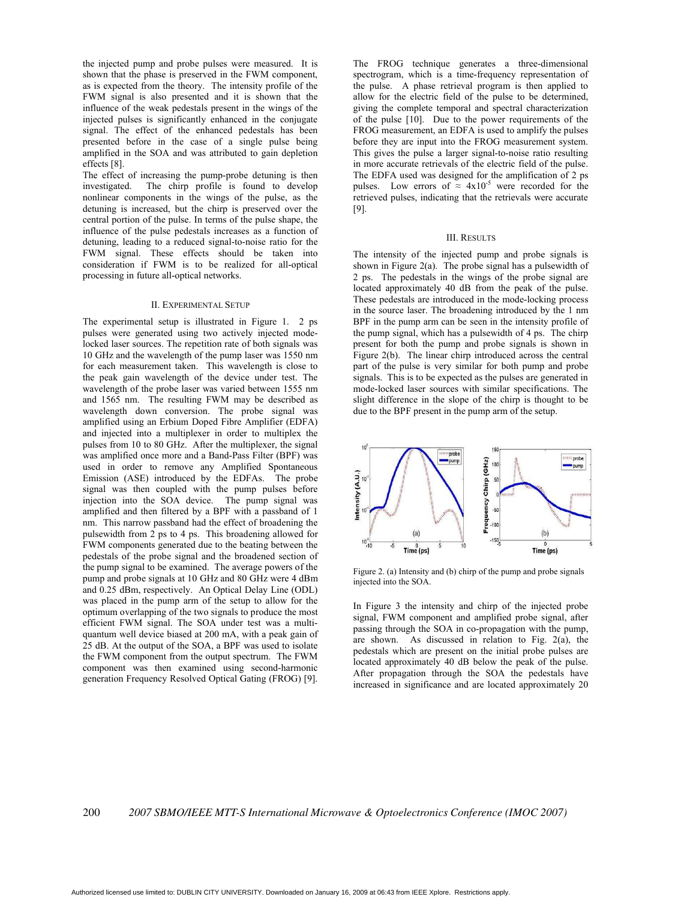the injected pump and probe pulses were measured. It is shown that the phase is preserved in the FWM component, as is expected from the theory. The intensity profile of the FWM signal is also presented and it is shown that the influence of the weak pedestals present in the wings of the injected pulses is significantly enhanced in the conjugate signal. The effect of the enhanced pedestals has been presented before in the case of a single pulse being amplified in the SOA and was attributed to gain depletion effects [8].

The effect of increasing the pump-probe detuning is then investigated. The chirp profile is found to develop nonlinear components in the wings of the pulse, as the detuning is increased, but the chirp is preserved over the central portion of the pulse. In terms of the pulse shape, the influence of the pulse pedestals increases as a function of detuning, leading to a reduced signal-to-noise ratio for the FWM signal. These effects should be taken into consideration if FWM is to be realized for all-optical processing in future all-optical networks.

## II. Experimental Setup

The experimental setup is illustrated in Figure 1. 2 ps pulses were generated using two actively injected mode-locked laser sources. The repetition rate of both signals was 10 GHz and the wavelength of the pump laser was 1550 nm for each measurement taken. This wavelength is close to the peak gain wavelength of the device under test. The wavelength of the probe laser was varied between 1555 nm and 1565 nm. The resulting FWM may be described as wavelength down conversion. The probe signal was amplified using an Erbium Doped Fibre Amplifier (EDFA) and injected into a multiplexer in order to multiplex the pulses from 10 to 80 GHz. After the multiplexer, the signal was amplified once more and a Band-Pass Filter (BPF) was used in order to remove any Amplified Spontaneous Emission (ASE) introduced by the EDFAs. The probe signal was then coupled with the pump pulses before injection into the SOA device. The pump signal was amplified and then filtered by a BPF with a passband of 1 nm. This narrow passband had the effect of broadening the pulsewidth from 2 ps to 4 ps. This broadening allowed for FWM components generated due to the beating between the pedestals of the probe signal and the broadened section of the pump signal to be examined. The average powers of the pump and probe signals at 10 GHz and 80 GHz were 4 dBm and 0.25 dBm, respectively. An Optical Delay Line (ODL) was placed in the pump arm of the setup to allow for the optimum overlapping of the two signals to produce the most efficient FWM signal. The SOA under test was a multi-quantum well device biased at 200 mA, with a peak gain of 25 dB. At the output of the SOA, a BPF was used to isolate the FWM component from the output spectrum. The FWM component was then examined using second-harmonic generation Frequency Resolved Optical Gating (FROG) [9].

The FROG technique generates a three-dimensional spectrogram, which is a time-frequency representation of the pulse. A phase retrieval program is then applied to allow for the electric field of the pulse to be determined, giving the complete temporal and spectral characterization of the pulse [10]. Due to the power requirements of the FROG measurement, an EDFA is used to amplify the pulses before they are input into the FROG measurement system. This gives the pulse a larger signal-to-noise ratio resulting in more accurate retrievals of the electric field of the pulse. The EDFA used was designed for the amplification of 2 ps pulses. Low errors of $\approx 4\times10^{-5}$ were recorded for the retrieved pulses, indicating that the retrievals were accurate [9].

## III. Results

The intensity of the injected pump and probe signals is shown in Figure 2(a). The probe signal has a pulsewidth of 2 ps. The pedestals in the wings of the probe signal are located approximately 40 dB from the peak of the pulse. These pedestals are introduced in the mode-locking process in the source laser. The broadening introduced by the 1 nm BPF in the pump arm can be seen in the intensity profile of the pump signal, which has a pulsewidth of 4 ps. The chirp present for both the pump and probe signals is shown in Figure 2(b). The linear chirp introduced across the central part of the pulse is very similar for both pump and probe signals. This is to be expected as the pulses are generated in mode-locked laser sources with similar specifications. The slight difference in the slope of the chirp is thought to be due to the BPF present in the pump arm of the setup.

Figure 2. (a) Intensity and (b) chirp of the pump and probe signals injected into the SOA.

In Figure 3 the intensity and chirp of the injected probe signal, FWM component and amplified probe signal, after passing through the SOA in co-propagation with the pump, are shown. As discussed in relation to Fig. 2(a), the pedestals which are present on the initial probe pulses are located approximately 40 dB below the peak of the pulse. After propagation through the SOA the pedestals have increased in significance and are located approximately 20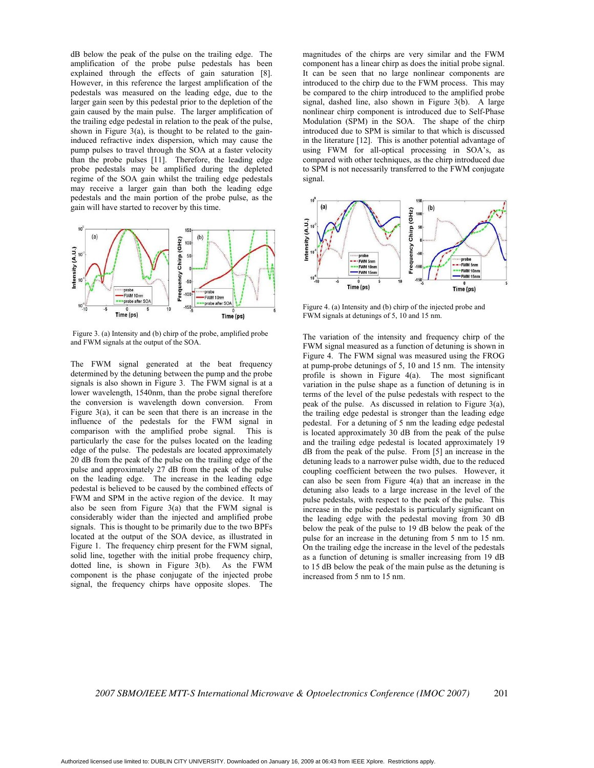dB below the peak of the pulse on the trailing edge. The amplification of the probe pulse pedestals has been explained through the effects of gain saturation [8]. However, in this reference the largest amplification of the pedestals was measured on the leading edge, due to the larger gain seen by this pedestal prior to the depletion of the gain caused by the main pulse. The larger amplification of the trailing edge pedestal in relation to the peak of the pulse, shown in Figure 3(a), is thought to be related to the gain-induced refractive index dispersion, which may cause the pump pulses to travel through the SOA at a faster velocity than the probe pulses [11]. Therefore, the leading edge probe pedestals may be amplified during the depleted regime of the SOA gain whilst the trailing edge pedestals may receive a larger gain than both the leading edge pedestals and the main portion of the probe pulse, as the gain will have started to recover by this time.

(a)
Intensity (A.U.)
$10^0$
$10^{-1}$
$10^{-2}$
$10^{-3}$
-10 -5 0 5 10
Time (ps)
probe
FWM 10nm
probe after SOA

(b)
Frequency Chirp (GHz)
150
100
50
0
-50
-100
-150
-5 0 5
Time (ps)
probe
FWM 10nm
probe after SOA

Figure 3. (a) Intensity and (b) chirp of the probe, amplified probe and FWM signals at the output of the SOA.

The FWM signal generated at the beat frequency determined by the detuning between the pump and the probe signals is also shown in Figure 3. The FWM signal is at a lower wavelength, 1540nm, than the probe signal therefore the conversion is wavelength down conversion. From Figure 3(a), it can be seen that there is an increase in the influence of the pedestals for the FWM signal in comparison with the amplified probe signal. This is particularly the case for the pulses located on the leading edge of the pulse. The pedestals are located approximately 20 dB from the peak of the pulse on the trailing edge of the pulse and approximately 27 dB from the peak of the pulse on the leading edge. The increase in the leading edge pedestal is believed to be caused by the combined effects of FWM and SPM in the active region of the device. It may also be seen from Figure 3(a) that the FWM signal is considerably wider than the injected and amplified probe signals. This is thought to be primarily due to the two BPFs located at the output of the SOA device, as illustrated in Figure 1. The frequency chirp present for the FWM signal, solid line, together with the initial probe frequency chirp, dotted line, is shown in Figure 3(b). As the FWM component is the phase conjugate of the injected probe signal, the frequency chirps have opposite slopes. The magnitudes of the chirps are very similar and the FWM component has a linear chirp as does the initial probe signal. It can be seen that no large nonlinear components are introduced to the chirp due to the FWM process. This may be compared to the chirp introduced to the amplified probe signal, dashed line, also shown in Figure 3(b). A large nonlinear chirp component is introduced due to Self-Phase Modulation (SPM) in the SOA. The shape of the chirp introduced due to SPM is similar to that which is discussed in the literature [12]. This is another potential advantage of using FWM for all-optical processing in SOA's, as compared with other techniques, as the chirp introduced due to SPM is not necessarily transferred to the FWM conjugate signal.

(a)
Intensity (A.U.)
$10^0$
$10^{-2}$
$10^{-4}$
$10^{-6}$
-10 -5 0 5 10
Time (ps)
probe
FWM 5nm
FWM 10nm
FWM 15nm

(b)
Frequency Chirp (GHz)
150
100
50
0
-50
-100
-150
-5 0 5
Time (ps)
probe
FWM 5nm
FWM 10nm
FWM 15nm

Figure 4. (a) Intensity and (b) chirp of the injected probe and FWM signals at detunings of 5, 10 and 15 nm.

The variation of the intensity and frequency chirp of the FWM signal measured as a function of detuning is shown in Figure 4. The FWM signal was measured using the FROG at pump-probe detunings of 5, 10 and 15 nm. The intensity profile is shown in Figure 4(a). The most significant variation in the pulse shape as a function of detuning is in terms of the level of the pulse pedestals with respect to the peak of the pulse. As discussed in relation to Figure 3(a), the trailing edge pedestal is stronger than the leading edge pedestal. For a detuning of 5 nm the leading edge pedestal is located approximately 30 dB from the peak of the pulse and the trailing edge pedestal is located approximately 19 dB from the peak of the pulse. From [5] an increase in the detuning leads to a narrower pulse width, due to the reduced coupling coefficient between the two pulses. However, it can also be seen from Figure 4(a) that an increase in the detuning also leads to a large increase in the level of the pulse pedestals, with respect to the peak of the pulse. This increase in the pulse pedestals is particularly significant on the leading edge with the pedestal moving from 30 dB below the peak of the pulse to 19 dB below the peak of the pulse for an increase in the detuning from 5 nm to 15 nm. On the trailing edge the increase in the level of the pedestals as a function of detuning is smaller increasing from 19 dB to 15 dB below the peak of the main pulse as the detuning is increased from 5 nm to 15 nm.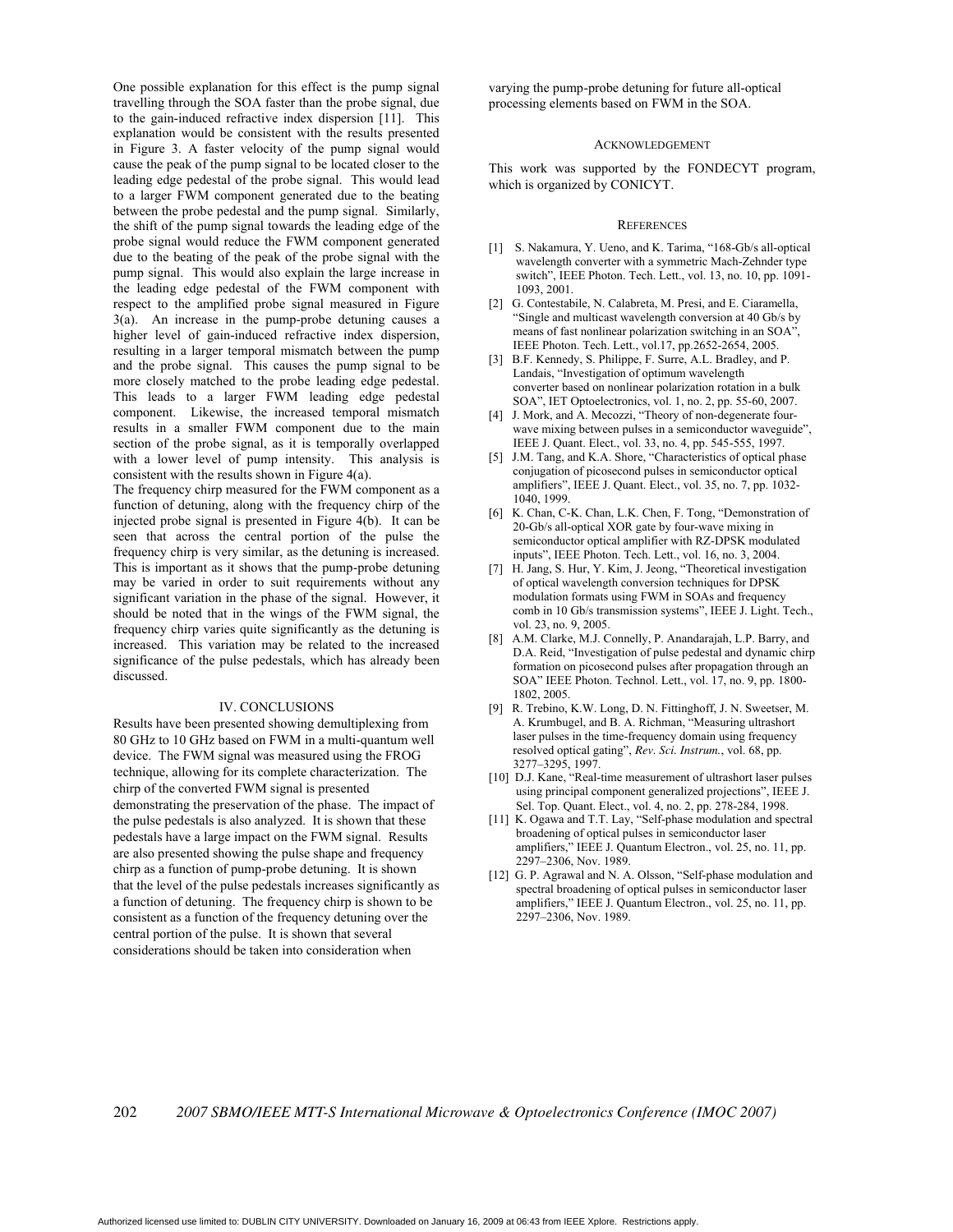One possible explanation for this effect is the pump signal travelling through the SOA faster than the probe signal, due to the gain-induced refractive index dispersion [11]. This explanation would be consistent with the results presented in Figure 3. A faster velocity of the pump signal would cause the peak of the pump signal to be located closer to the leading edge pedestal of the probe signal. This would lead to a larger FWM component generated due to the beating between the probe pedestal and the pump signal. Similarly, the shift of the pump signal towards the leading edge of the probe signal would reduce the FWM component generated due to the beating of the peak of the probe signal with the pump signal. This would also explain the large increase in the leading edge pedestal of the FWM component with respect to the amplified probe signal measured in Figure 3(a). An increase in the pump-probe detuning causes a higher level of gain-induced refractive index dispersion, resulting in a larger temporal mismatch between the pump and the probe signal. This causes the pump signal to be more closely matched to the probe leading edge pedestal. This leads to a larger FWM leading edge pedestal component. Likewise, the increased temporal mismatch results in a smaller FWM component due to the main section of the probe signal, as it is temporally overlapped with a lower level of pump intensity. This analysis is consistent with the results shown in Figure 4(a).

The frequency chirp measured for the FWM component as a function of detuning, along with the frequency chirp of the injected probe signal is presented in Figure 4(b). It can be seen that across the central portion of the pulse the frequency chirp is very similar, as the detuning is increased. This is important as it shows that the pump-probe detuning may be varied in order to suit requirements without any significant variation in the phase of the signal. However, it should be noted that in the wings of the FWM signal, the frequency chirp varies quite significantly as the detuning is increased. This variation may be related to the increased significance of the pulse pedestals, which has already been discussed.

## IV. CONCLUSIONS

Results have been presented showing demultiplexing from 80 GHz to 10 GHz based on FWM in a multi-quantum well device. The FWM signal was measured using the FROG technique, allowing for its complete characterization. The chirp of the converted FWM signal is presented demonstrating the preservation of the phase. The impact of the pulse pedestals is also analyzed. It is shown that these pedestals have a large impact on the FWM signal. Results are also presented showing the pulse shape and frequency chirp as a function of pump-probe detuning. It is shown that the level of the pulse pedestals increases significantly as a function of detuning. The frequency chirp is shown to be consistent as a function of the frequency detuning over the central portion of the pulse. It is shown that several considerations should be taken into consideration when varying the pump-probe detuning for future all-optical processing elements based on FWM in the SOA.

## ACKNOWLEDGEMENT

This work was supported by the FONDECYT program, which is organized by CONICYT.

## REFERENCES

[1] S. Nakamura, Y. Ueno, and K. Tarima, "168-Gb/s all-optical wavelength converter with a symmetric Mach-Zehnder type switch", IEEE Photon. Tech. Lett., vol. 13, no. 10, pp. 1091-1093, 2001.

[2] G. Contestabile, N. Calabreta, M. Presi, and E. Ciaramella, "Single and multicast wavelength conversion at 40 Gb/s by means of fast nonlinear polarization switching in an SOA", IEEE Photon. Tech. Lett., vol.17, pp.2652-2654, 2005.

[3] B.F. Kennedy, S. Philippe, F. Surre, A.L. Bradley, and P. Landais, "Investigation of optimum wavelength converter based on nonlinear polarization rotation in a bulk SOA", IET Optoelectronics, vol. 1, no. 2, pp. 55-60, 2007.

[4] J. Mork, and A. Mecozzi, "Theory of non-degenerate four-wave mixing between pulses in a semiconductor waveguide", IEEE J. Quant. Elect., vol. 33, no. 4, pp. 545-555, 1997.

[5] J.M. Tang, and K.A. Shore, "Characteristics of optical phase conjugation of picosecond pulses in semiconductor optical amplifiers", IEEE J. Quant. Elect., vol. 35, no. 7, pp. 1032-1040, 1999.

[6] K. Chan, C-K. Chan, L.K. Chen, F. Tong, "Demonstration of 20-Gb/s all-optical XOR gate by four-wave mixing in semiconductor optical amplifier with RZ-DPSK modulated inputs", IEEE Photon. Tech. Lett., vol. 16, no. 3, 2004.

[7] H. Jang, S. Hur, Y. Kim, J. Jeong, "Theoretical investigation of optical wavelength conversion techniques for DPSK modulation formats using FWM in SOAs and frequency comb in 10 Gb/s transmission systems", IEEE J. Light. Tech., vol. 23, no. 9, 2005.

[8] A.M. Clarke, M.J. Connelly, P. Anandarajah, L.P. Barry, and D.A. Reid, "Investigation of pulse pedestal and dynamic chirp formation on picosecond pulses after propagation through an SOA" IEEE Photon. Technol. Lett., vol. 17, no. 9, pp. 1800-1802, 2005.

[9] R. Trebino, K.W. Long, D. N. Fittinghoff, J. N. Sweetser, M. A. Krumbugel, and B. A. Richman, "Measuring ultrashort laser pulses in the time-frequency domain using frequency resolved optical gating", *Rev. Sci. Instrum.*, vol. 68, pp. 3277–3295, 1997.

[10] D.J. Kane, "Real-time measurement of ultrashort laser pulses using principal component generalized projections", IEEE J. Sel. Top. Quant. Elect., vol. 4, no. 2, pp. 278-284, 1998.

[11] K. Ogawa and T.T. Lay, "Self-phase modulation and spectral broadening of optical pulses in semiconductor laser amplifiers," IEEE J. Quantum Electron., vol. 25, no. 11, pp. 2297–2306, Nov. 1989.

[12] G. P. Agrawal and N. A. Olsson, "Self-phase modulation and spectral broadening of optical pulses in semiconductor laser amplifiers," IEEE J. Quantum Electron., vol. 25, no. 11, pp. 2297–2306, Nov. 1989.